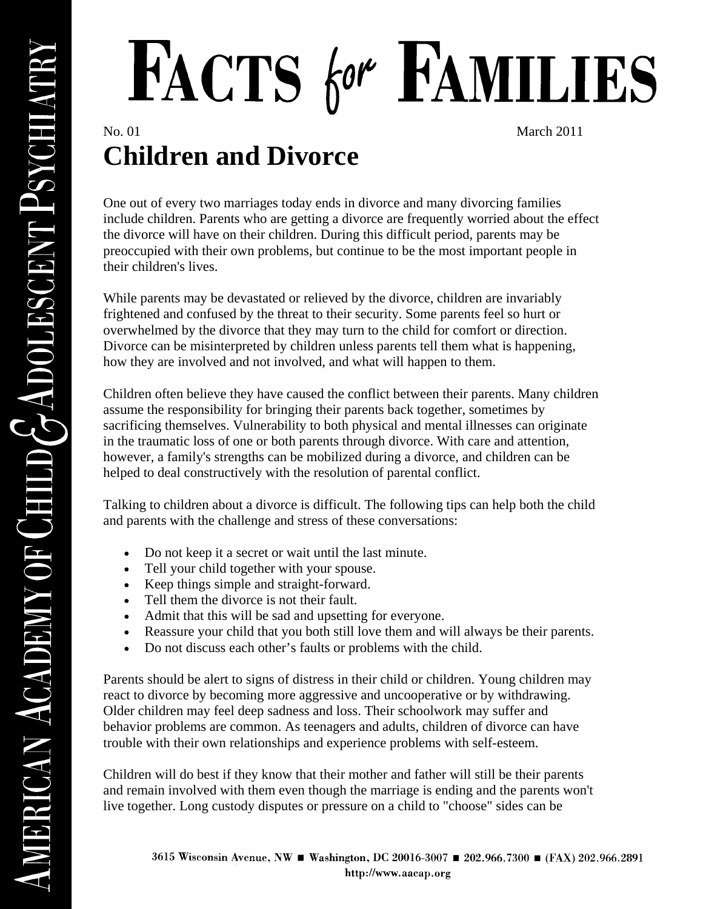# FACTS *for* FAMILIES

No. 01 March 2011

## Children and Divorce

One out of every two marriages today ends in divorce and many divorcing families include children. Parents who are getting a divorce are frequently worried about the effect the divorce will have on their children. During this difficult period, parents may be preoccupied with their own problems, but continue to be the most important people in their children's lives.

While parents may be devastated or relieved by the divorce, children are invariably frightened and confused by the threat to their security. Some parents feel so hurt or overwhelmed by the divorce that they may turn to the child for comfort or direction. Divorce can be misinterpreted by children unless parents tell them what is happening, how they are involved and not involved, and what will happen to them.

Children often believe they have caused the conflict between their parents. Many children assume the responsibility for bringing their parents back together, sometimes by sacrificing themselves. Vulnerability to both physical and mental illnesses can originate in the traumatic loss of one or both parents through divorce. With care and attention, however, a family's strengths can be mobilized during a divorce, and children can be helped to deal constructively with the resolution of parental conflict.

Talking to children about a divorce is difficult. The following tips can help both the child and parents with the challenge and stress of these conversations:

- Do not keep it a secret or wait until the last minute.
- Tell your child together with your spouse.
- Keep things simple and straight-forward.
- Tell them the divorce is not their fault.
- Admit that this will be sad and upsetting for everyone.
- Reassure your child that you both still love them and will always be their parents.
- Do not discuss each other's faults or problems with the child.

Parents should be alert to signs of distress in their child or children. Young children may react to divorce by becoming more aggressive and uncooperative or by withdrawing. Older children may feel deep sadness and loss. Their schoolwork may suffer and behavior problems are common. As teenagers and adults, children of divorce can have trouble with their own relationships and experience problems with self-esteem.

Children will do best if they know that their mother and father will still be their parents and remain involved with them even though the marriage is ending and the parents won't live together. Long custody disputes or pressure on a child to "choose" sides can be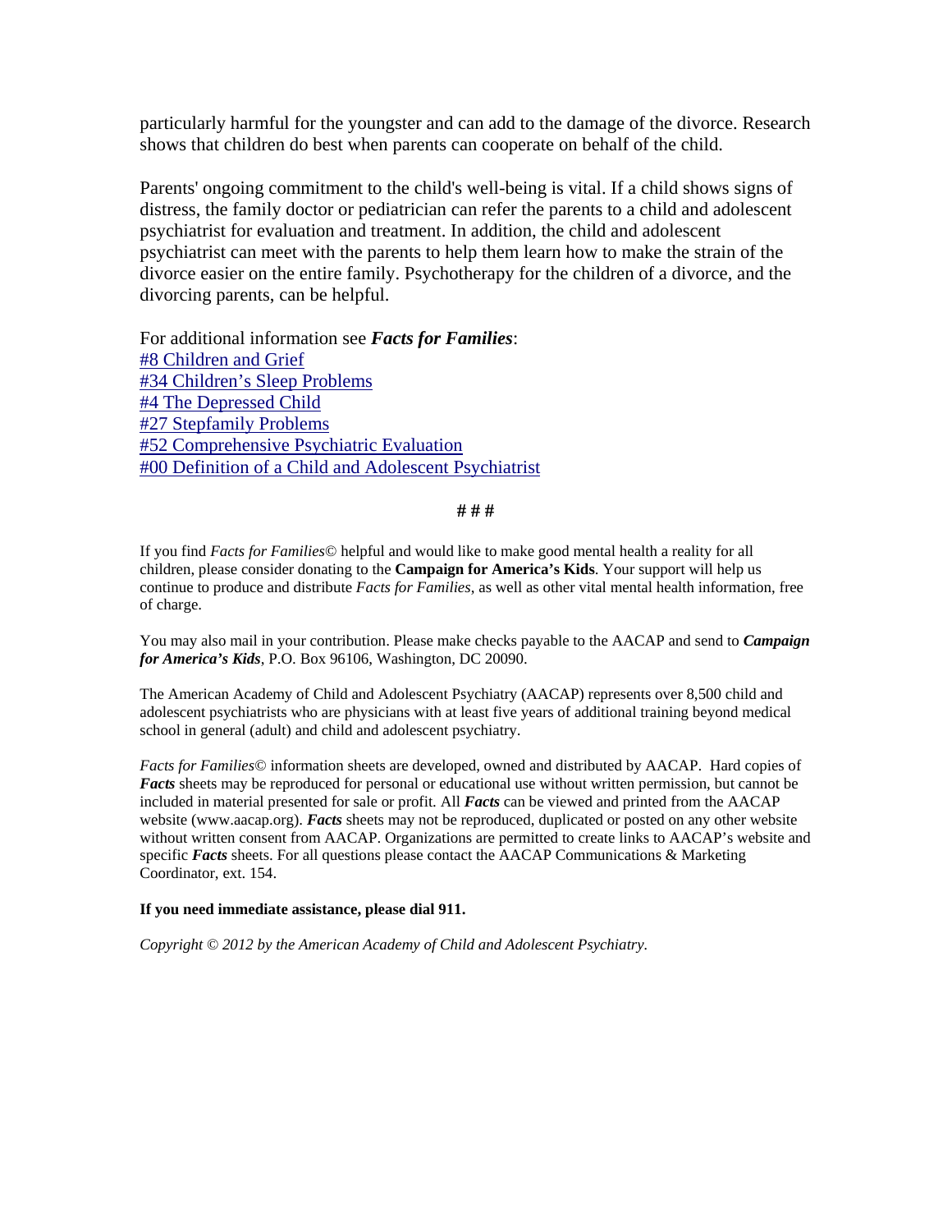particularly harmful for the youngster and can add to the damage of the divorce. Research shows that children do best when parents can cooperate on behalf of the child.

Parents' ongoing commitment to the child's well-being is vital. If a child shows signs of distress, the family doctor or pediatrician can refer the parents to a child and adolescent psychiatrist for evaluation and treatment. In addition, the child and adolescent psychiatrist can meet with the parents to help them learn how to make the strain of the divorce easier on the entire family. Psychotherapy for the children of a divorce, and the divorcing parents, can be helpful.

For additional information see ***Facts for Families***:
#8 Children and Grief
#34 Children's Sleep Problems
#4 The Depressed Child
#27 Stepfamily Problems
#52 Comprehensive Psychiatric Evaluation
#00 Definition of a Child and Adolescent Psychiatrist

**# # #**

If you find *Facts for Families*© helpful and would like to make good mental health a reality for all children, please consider donating to the **Campaign for America's Kids**. Your support will help us continue to produce and distribute *Facts for Families*, as well as other vital mental health information, free of charge.

You may also mail in your contribution. Please make checks payable to the AACAP and send to ***Campaign for America's Kids***, P.O. Box 96106, Washington, DC 20090.

The American Academy of Child and Adolescent Psychiatry (AACAP) represents over 8,500 child and adolescent psychiatrists who are physicians with at least five years of additional training beyond medical school in general (adult) and child and adolescent psychiatry.

*Facts for Families*© information sheets are developed, owned and distributed by AACAP. Hard copies of ***Facts*** sheets may be reproduced for personal or educational use without written permission, but cannot be included in material presented for sale or profit. All ***Facts*** can be viewed and printed from the AACAP website (www.aacap.org). ***Facts*** sheets may not be reproduced, duplicated or posted on any other website without written consent from AACAP. Organizations are permitted to create links to AACAP's website and specific ***Facts*** sheets. For all questions please contact the AACAP Communications & Marketing Coordinator, ext. 154.

**If you need immediate assistance, please dial 911.**

*Copyright © 2012 by the American Academy of Child and Adolescent Psychiatry.*